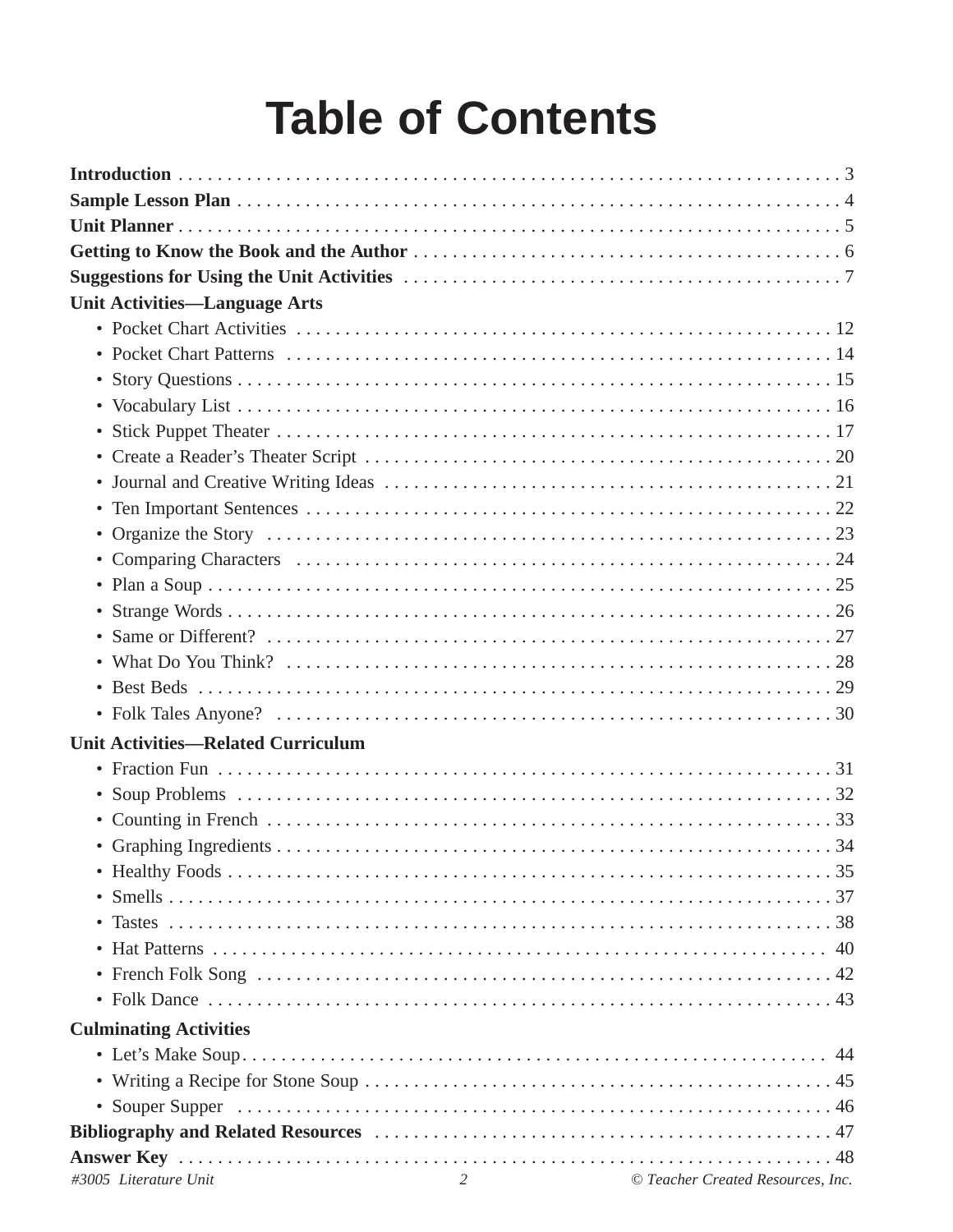# Table of Contents

**Introduction** . . . . . . . . . . . . . . . . . . . . . . . . . . . . . . . . . . . . . . . . . . . . . . . . . . . . . . . . . . . . . . 3

**Sample Lesson Plan** . . . . . . . . . . . . . . . . . . . . . . . . . . . . . . . . . . . . . . . . . . . . . . . . . . . . . . . . 4

**Unit Planner** . . . . . . . . . . . . . . . . . . . . . . . . . . . . . . . . . . . . . . . . . . . . . . . . . . . . . . . . . . . . . . 5

**Getting to Know the Book and the Author** . . . . . . . . . . . . . . . . . . . . . . . . . . . . . . . . . . . . . . . . . 6

**Suggestions for Using the Unit Activities** . . . . . . . . . . . . . . . . . . . . . . . . . . . . . . . . . . . . . . . . . 7

**Unit Activities—Language Arts**

- Pocket Chart Activities . . . . . . . . . . . . . . . . . . . . . . . . . . . . . . . . . . . . . . . . . . . . . . . . . . . . 12
- Pocket Chart Patterns . . . . . . . . . . . . . . . . . . . . . . . . . . . . . . . . . . . . . . . . . . . . . . . . . . . . . 14
- Story Questions . . . . . . . . . . . . . . . . . . . . . . . . . . . . . . . . . . . . . . . . . . . . . . . . . . . . . . . . . 15
- Vocabulary List . . . . . . . . . . . . . . . . . . . . . . . . . . . . . . . . . . . . . . . . . . . . . . . . . . . . . . . . . . 16
- Stick Puppet Theater . . . . . . . . . . . . . . . . . . . . . . . . . . . . . . . . . . . . . . . . . . . . . . . . . . . . . . 17
- Create a Reader's Theater Script . . . . . . . . . . . . . . . . . . . . . . . . . . . . . . . . . . . . . . . . . . . . . 20
- Journal and Creative Writing Ideas . . . . . . . . . . . . . . . . . . . . . . . . . . . . . . . . . . . . . . . . . . . 21
- Ten Important Sentences . . . . . . . . . . . . . . . . . . . . . . . . . . . . . . . . . . . . . . . . . . . . . . . . . . . 22
- Organize the Story . . . . . . . . . . . . . . . . . . . . . . . . . . . . . . . . . . . . . . . . . . . . . . . . . . . . . . . 23
- Comparing Characters . . . . . . . . . . . . . . . . . . . . . . . . . . . . . . . . . . . . . . . . . . . . . . . . . . . . 24
- Plan a Soup . . . . . . . . . . . . . . . . . . . . . . . . . . . . . . . . . . . . . . . . . . . . . . . . . . . . . . . . . . . . 25
- Strange Words . . . . . . . . . . . . . . . . . . . . . . . . . . . . . . . . . . . . . . . . . . . . . . . . . . . . . . . . . . 26
- Same or Different? . . . . . . . . . . . . . . . . . . . . . . . . . . . . . . . . . . . . . . . . . . . . . . . . . . . . . . . 27
- What Do You Think? . . . . . . . . . . . . . . . . . . . . . . . . . . . . . . . . . . . . . . . . . . . . . . . . . . . . . 28
- Best Beds . . . . . . . . . . . . . . . . . . . . . . . . . . . . . . . . . . . . . . . . . . . . . . . . . . . . . . . . . . . . . . 29
- Folk Tales Anyone? . . . . . . . . . . . . . . . . . . . . . . . . . . . . . . . . . . . . . . . . . . . . . . . . . . . . . . . 30

**Unit Activities—Related Curriculum**

- Fraction Fun . . . . . . . . . . . . . . . . . . . . . . . . . . . . . . . . . . . . . . . . . . . . . . . . . . . . . . . . . . . . 31
- Soup Problems . . . . . . . . . . . . . . . . . . . . . . . . . . . . . . . . . . . . . . . . . . . . . . . . . . . . . . . . . . 32
- Counting in French . . . . . . . . . . . . . . . . . . . . . . . . . . . . . . . . . . . . . . . . . . . . . . . . . . . . . . . 33
- Graphing Ingredients . . . . . . . . . . . . . . . . . . . . . . . . . . . . . . . . . . . . . . . . . . . . . . . . . . . . . . 34
- Healthy Foods . . . . . . . . . . . . . . . . . . . . . . . . . . . . . . . . . . . . . . . . . . . . . . . . . . . . . . . . . . . 35
- Smells . . . . . . . . . . . . . . . . . . . . . . . . . . . . . . . . . . . . . . . . . . . . . . . . . . . . . . . . . . . . . . . . 37
- Tastes . . . . . . . . . . . . . . . . . . . . . . . . . . . . . . . . . . . . . . . . . . . . . . . . . . . . . . . . . . . . . . . . . 38
- Hat Patterns . . . . . . . . . . . . . . . . . . . . . . . . . . . . . . . . . . . . . . . . . . . . . . . . . . . . . . . . . . . . 40
- French Folk Song . . . . . . . . . . . . . . . . . . . . . . . . . . . . . . . . . . . . . . . . . . . . . . . . . . . . . . . . 42
- Folk Dance . . . . . . . . . . . . . . . . . . . . . . . . . . . . . . . . . . . . . . . . . . . . . . . . . . . . . . . . . . . . . 43

**Culminating Activities**

- Let's Make Soup. . . . . . . . . . . . . . . . . . . . . . . . . . . . . . . . . . . . . . . . . . . . . . . . . . . . . . . . . 44
- Writing a Recipe for Stone Soup . . . . . . . . . . . . . . . . . . . . . . . . . . . . . . . . . . . . . . . . . . . . . 45
- Souper Supper . . . . . . . . . . . . . . . . . . . . . . . . . . . . . . . . . . . . . . . . . . . . . . . . . . . . . . . . . . 46

**Bibliography and Related Resources** . . . . . . . . . . . . . . . . . . . . . . . . . . . . . . . . . . . . . . . . . . . . . 47

**Answer Key** . . . . . . . . . . . . . . . . . . . . . . . . . . . . . . . . . . . . . . . . . . . . . . . . . . . . . . . . . . . . . . . 48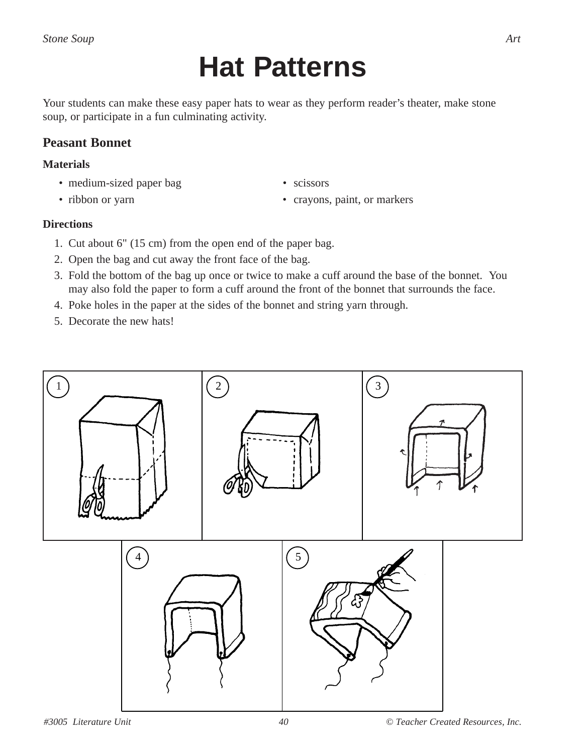# Hat Patterns

Your students can make these easy paper hats to wear as they perform reader's theater, make stone soup, or participate in a fun culminating activity.

## Peasant Bonnet

### Materials

- medium-sized paper bag
- ribbon or yarn
- scissors
- crayons, paint, or markers

### Directions

1. Cut about 6" (15 cm) from the open end of the paper bag.
2. Open the bag and cut away the front face of the bag.
3. Fold the bottom of the bag up once or twice to make a cuff around the base of the bonnet. You may also fold the paper to form a cuff around the front of the bonnet that surrounds the face.
4. Poke holes in the paper at the sides of the bonnet and string yarn through.
5. Decorate the new hats!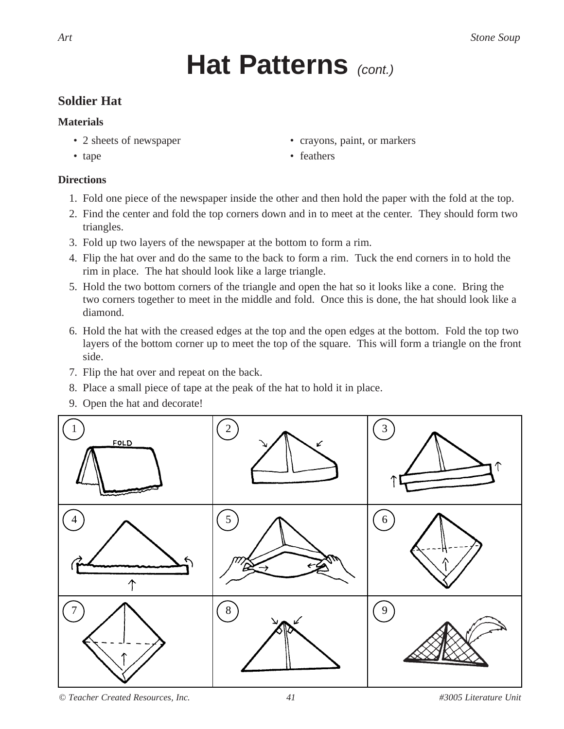# Hat Patterns *(cont.)*

## Soldier Hat

### Materials

- 2 sheets of newspaper
- tape
- crayons, paint, or markers
- feathers

### Directions

1. Fold one piece of the newspaper inside the other and then hold the paper with the fold at the top.
2. Find the center and fold the top corners down and in to meet at the center. They should form two triangles.
3. Fold up two layers of the newspaper at the bottom to form a rim.
4. Flip the hat over and do the same to the back to form a rim. Tuck the end corners in to hold the rim in place. The hat should look like a large triangle.
5. Hold the two bottom corners of the triangle and open the hat so it looks like a cone. Bring the two corners together to meet in the middle and fold. Once this is done, the hat should look like a diamond.
6. Hold the hat with the creased edges at the top and the open edges at the bottom. Fold the top two layers of the bottom corner up to meet the top of the square. This will form a triangle on the front side.
7. Flip the hat over and repeat on the back.
8. Place a small piece of tape at the peak of the hat to hold it in place.
9. Open the hat and decorate!

1

FOLD

2

3

4

5

6

7

8

9